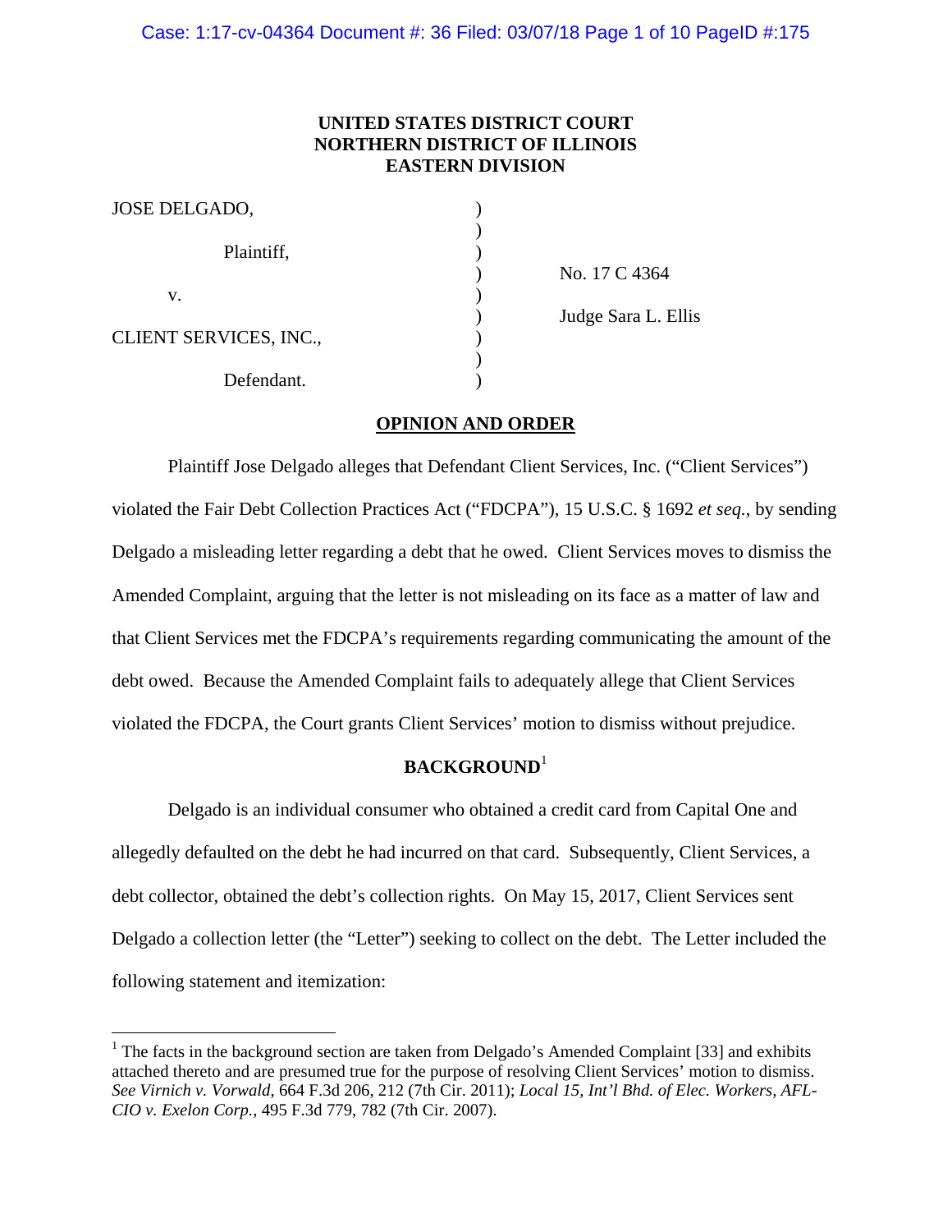**UNITED STATES DISTRICT COURT**
**NORTHERN DISTRICT OF ILLINOIS**
**EASTERN DIVISION**

| | | |
|---|---|---|
| JOSE DELGADO, | ) | |
| | ) | |
| Plaintiff, | ) | |
| | ) | No. 17 C 4364 |
| v. | ) | |
| | ) | Judge Sara L. Ellis |
| CLIENT SERVICES, INC., | ) | |
| | ) | |
| Defendant. | ) | |

**OPINION AND ORDER**

Plaintiff Jose Delgado alleges that Defendant Client Services, Inc. ("Client Services") violated the Fair Debt Collection Practices Act ("FDCPA"), 15 U.S.C. § 1692 *et seq.*, by sending Delgado a misleading letter regarding a debt that he owed. Client Services moves to dismiss the Amended Complaint, arguing that the letter is not misleading on its face as a matter of law and that Client Services met the FDCPA's requirements regarding communicating the amount of the debt owed. Because the Amended Complaint fails to adequately allege that Client Services violated the FDCPA, the Court grants Client Services' motion to dismiss without prejudice.

**BACKGROUND**[1]

Delgado is an individual consumer who obtained a credit card from Capital One and allegedly defaulted on the debt he had incurred on that card. Subsequently, Client Services, a debt collector, obtained the debt's collection rights. On May 15, 2017, Client Services sent Delgado a collection letter (the "Letter") seeking to collect on the debt. The Letter included the following statement and itemization:

[1] The facts in the background section are taken from Delgado's Amended Complaint [33] and exhibits attached thereto and are presumed true for the purpose of resolving Client Services' motion to dismiss. *See Virnich v. Vorwald*, 664 F.3d 206, 212 (7th Cir. 2011); *Local 15, Int'l Bhd. of Elec. Workers, AFL-CIO v. Exelon Corp.*, 495 F.3d 779, 782 (7th Cir. 2007).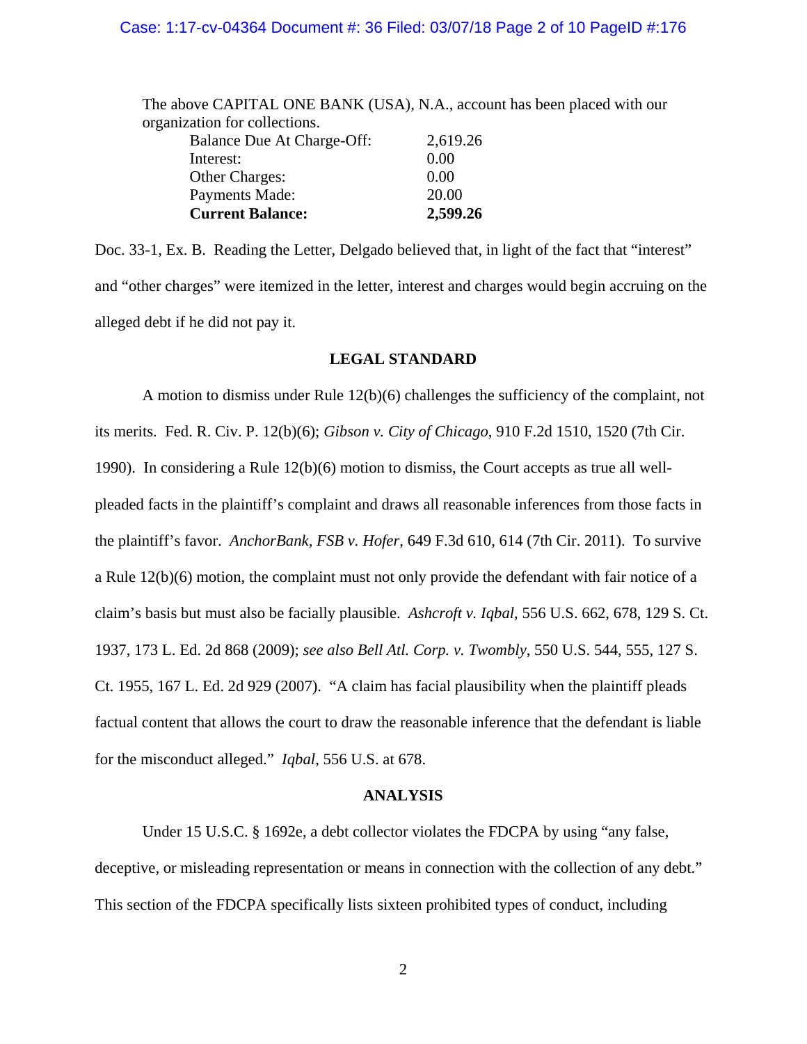The above CAPITAL ONE BANK (USA), N.A., account has been placed with our organization for collections.

| | |
|---|---|
| Balance Due At Charge-Off: | 2,619.26 |
| Interest: | 0.00 |
| Other Charges: | 0.00 |
| Payments Made: | 20.00 |
| **Current Balance:** | **2,599.26** |

Doc. 33-1, Ex. B. Reading the Letter, Delgado believed that, in light of the fact that "interest" and "other charges" were itemized in the letter, interest and charges would begin accruing on the alleged debt if he did not pay it.

## LEGAL STANDARD

A motion to dismiss under Rule 12(b)(6) challenges the sufficiency of the complaint, not its merits. Fed. R. Civ. P. 12(b)(6); *Gibson v. City of Chicago*, 910 F.2d 1510, 1520 (7th Cir. 1990). In considering a Rule 12(b)(6) motion to dismiss, the Court accepts as true all well-pleaded facts in the plaintiff's complaint and draws all reasonable inferences from those facts in the plaintiff's favor. *AnchorBank, FSB v. Hofer*, 649 F.3d 610, 614 (7th Cir. 2011). To survive a Rule 12(b)(6) motion, the complaint must not only provide the defendant with fair notice of a claim's basis but must also be facially plausible. *Ashcroft v. Iqbal*, 556 U.S. 662, 678, 129 S. Ct. 1937, 173 L. Ed. 2d 868 (2009); *see also Bell Atl. Corp. v. Twombly*, 550 U.S. 544, 555, 127 S. Ct. 1955, 167 L. Ed. 2d 929 (2007). "A claim has facial plausibility when the plaintiff pleads factual content that allows the court to draw the reasonable inference that the defendant is liable for the misconduct alleged." *Iqbal*, 556 U.S. at 678.

## ANALYSIS

Under 15 U.S.C. § 1692e, a debt collector violates the FDCPA by using "any false, deceptive, or misleading representation or means in connection with the collection of any debt." This section of the FDCPA specifically lists sixteen prohibited types of conduct, including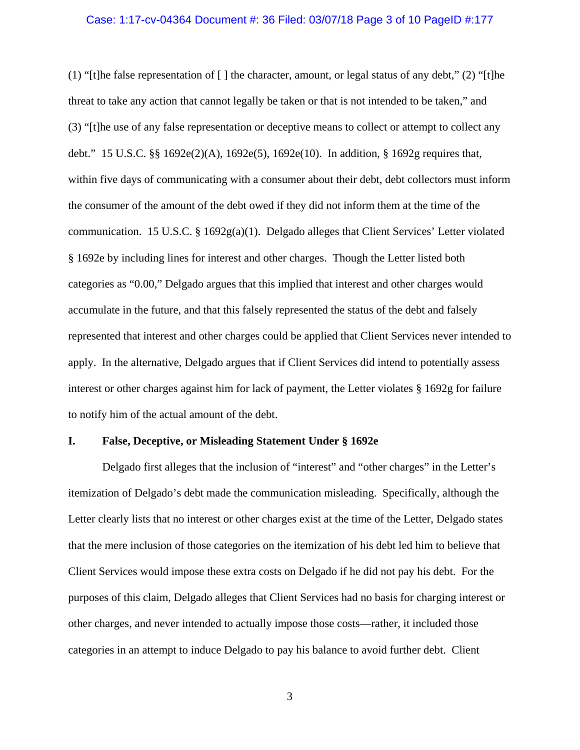(1) "[t]he false representation of [ ] the character, amount, or legal status of any debt," (2) "[t]he threat to take any action that cannot legally be taken or that is not intended to be taken," and (3) "[t]he use of any false representation or deceptive means to collect or attempt to collect any debt." 15 U.S.C. §§ 1692e(2)(A), 1692e(5), 1692e(10). In addition, § 1692g requires that, within five days of communicating with a consumer about their debt, debt collectors must inform the consumer of the amount of the debt owed if they did not inform them at the time of the communication. 15 U.S.C. § 1692g(a)(1). Delgado alleges that Client Services' Letter violated § 1692e by including lines for interest and other charges. Though the Letter listed both categories as "0.00," Delgado argues that this implied that interest and other charges would accumulate in the future, and that this falsely represented the status of the debt and falsely represented that interest and other charges could be applied that Client Services never intended to apply. In the alternative, Delgado argues that if Client Services did intend to potentially assess interest or other charges against him for lack of payment, the Letter violates § 1692g for failure to notify him of the actual amount of the debt.

## I. False, Deceptive, or Misleading Statement Under § 1692e

Delgado first alleges that the inclusion of "interest" and "other charges" in the Letter's itemization of Delgado's debt made the communication misleading. Specifically, although the Letter clearly lists that no interest or other charges exist at the time of the Letter, Delgado states that the mere inclusion of those categories on the itemization of his debt led him to believe that Client Services would impose these extra costs on Delgado if he did not pay his debt. For the purposes of this claim, Delgado alleges that Client Services had no basis for charging interest or other charges, and never intended to actually impose those costs—rather, it included those categories in an attempt to induce Delgado to pay his balance to avoid further debt. Client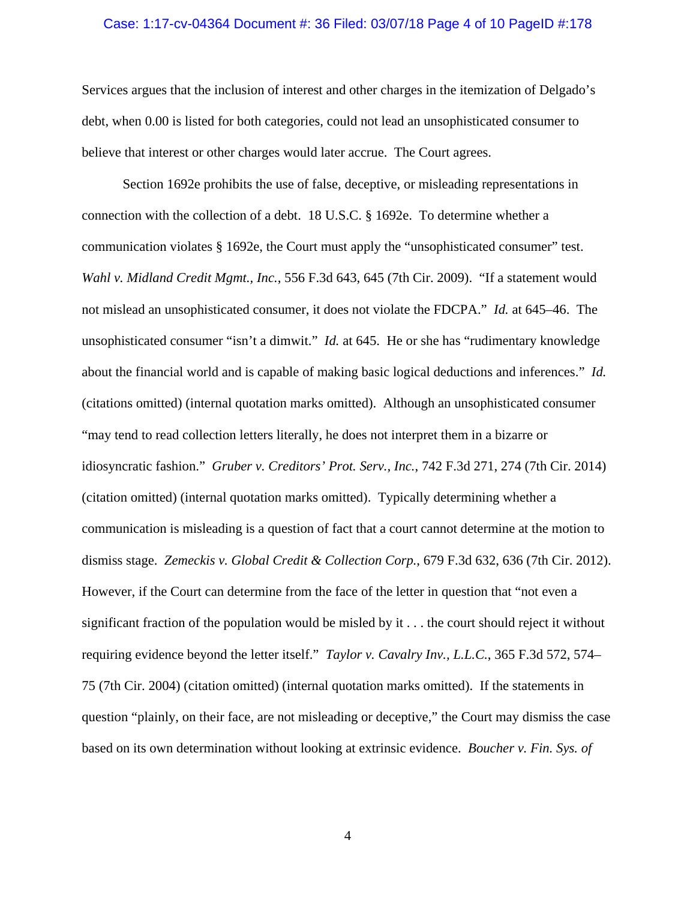Services argues that the inclusion of interest and other charges in the itemization of Delgado's debt, when 0.00 is listed for both categories, could not lead an unsophisticated consumer to believe that interest or other charges would later accrue. The Court agrees.

Section 1692e prohibits the use of false, deceptive, or misleading representations in connection with the collection of a debt. 18 U.S.C. § 1692e. To determine whether a communication violates § 1692e, the Court must apply the "unsophisticated consumer" test. *Wahl v. Midland Credit Mgmt., Inc.*, 556 F.3d 643, 645 (7th Cir. 2009). "If a statement would not mislead an unsophisticated consumer, it does not violate the FDCPA." *Id.* at 645–46. The unsophisticated consumer "isn't a dimwit." *Id.* at 645. He or she has "rudimentary knowledge about the financial world and is capable of making basic logical deductions and inferences." *Id.* (citations omitted) (internal quotation marks omitted). Although an unsophisticated consumer "may tend to read collection letters literally, he does not interpret them in a bizarre or idiosyncratic fashion." *Gruber v. Creditors' Prot. Serv., Inc.*, 742 F.3d 271, 274 (7th Cir. 2014) (citation omitted) (internal quotation marks omitted). Typically determining whether a communication is misleading is a question of fact that a court cannot determine at the motion to dismiss stage. *Zemeckis v. Global Credit & Collection Corp.*, 679 F.3d 632, 636 (7th Cir. 2012). However, if the Court can determine from the face of the letter in question that "not even a significant fraction of the population would be misled by it . . . the court should reject it without requiring evidence beyond the letter itself." *Taylor v. Cavalry Inv., L.L.C.*, 365 F.3d 572, 574–75 (7th Cir. 2004) (citation omitted) (internal quotation marks omitted). If the statements in question "plainly, on their face, are not misleading or deceptive," the Court may dismiss the case based on its own determination without looking at extrinsic evidence. *Boucher v. Fin. Sys. of*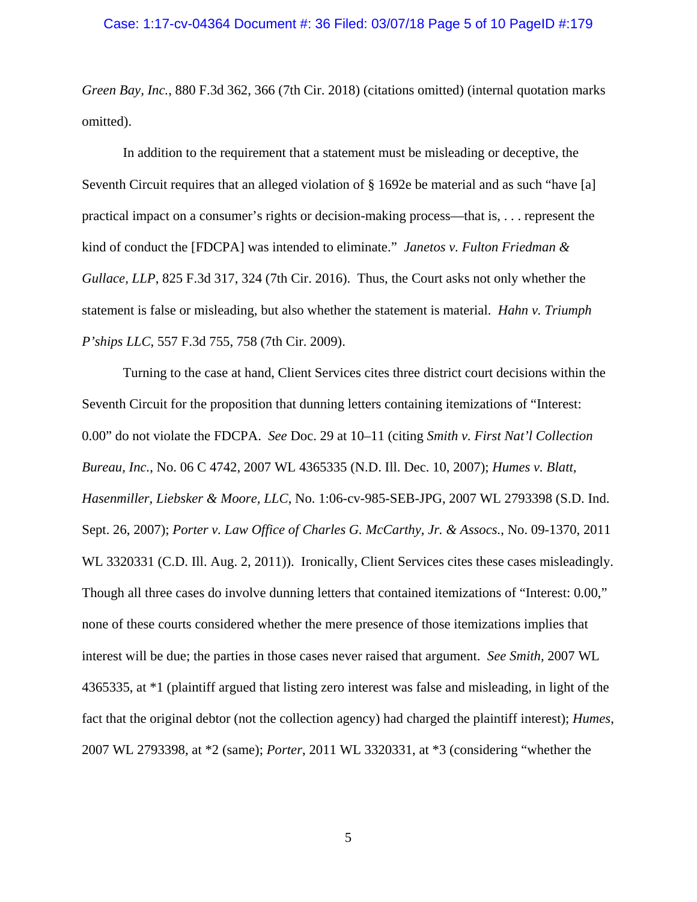*Green Bay, Inc.*, 880 F.3d 362, 366 (7th Cir. 2018) (citations omitted) (internal quotation marks omitted).

In addition to the requirement that a statement must be misleading or deceptive, the Seventh Circuit requires that an alleged violation of § 1692e be material and as such "have [a] practical impact on a consumer's rights or decision-making process—that is, . . . represent the kind of conduct the [FDCPA] was intended to eliminate." *Janetos v. Fulton Friedman & Gullace, LLP*, 825 F.3d 317, 324 (7th Cir. 2016). Thus, the Court asks not only whether the statement is false or misleading, but also whether the statement is material. *Hahn v. Triumph P'ships LLC*, 557 F.3d 755, 758 (7th Cir. 2009).

Turning to the case at hand, Client Services cites three district court decisions within the Seventh Circuit for the proposition that dunning letters containing itemizations of "Interest: 0.00" do not violate the FDCPA. *See* Doc. 29 at 10–11 (citing *Smith v. First Nat'l Collection Bureau, Inc.*, No. 06 C 4742, 2007 WL 4365335 (N.D. Ill. Dec. 10, 2007); *Humes v. Blatt, Hasenmiller, Liebsker & Moore, LLC*, No. 1:06-cv-985-SEB-JPG, 2007 WL 2793398 (S.D. Ind. Sept. 26, 2007); *Porter v. Law Office of Charles G. McCarthy, Jr. & Assocs.*, No. 09-1370, 2011 WL 3320331 (C.D. Ill. Aug. 2, 2011)). Ironically, Client Services cites these cases misleadingly. Though all three cases do involve dunning letters that contained itemizations of "Interest: 0.00," none of these courts considered whether the mere presence of those itemizations implies that interest will be due; the parties in those cases never raised that argument. *See Smith*, 2007 WL 4365335, at *1 (plaintiff argued that listing zero interest was false and misleading, in light of the fact that the original debtor (not the collection agency) had charged the plaintiff interest); *Humes*, 2007 WL 2793398, at *2 (same); *Porter*, 2011 WL 3320331, at *3 (considering "whether the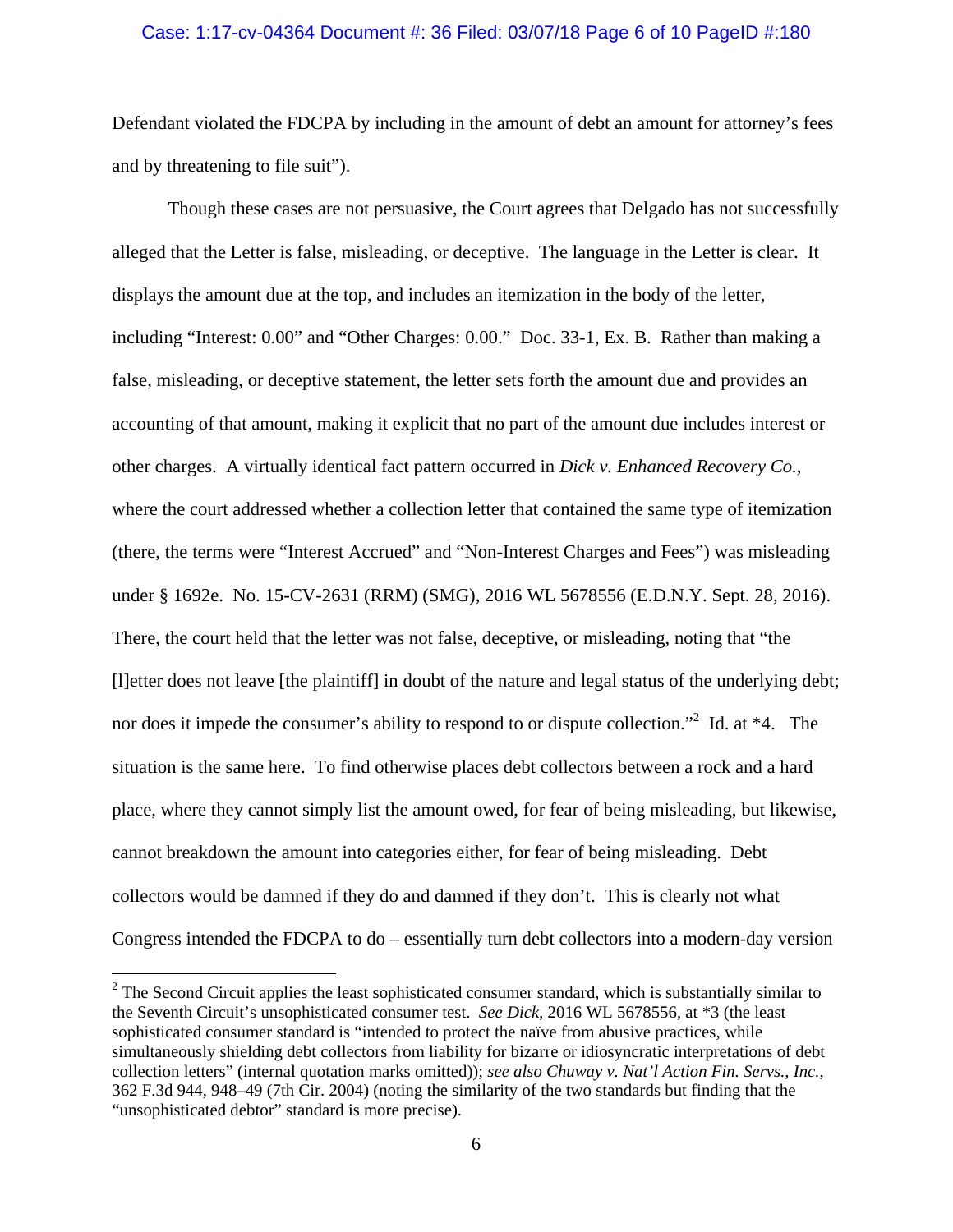Defendant violated the FDCPA by including in the amount of debt an amount for attorney's fees and by threatening to file suit").

Though these cases are not persuasive, the Court agrees that Delgado has not successfully alleged that the Letter is false, misleading, or deceptive. The language in the Letter is clear. It displays the amount due at the top, and includes an itemization in the body of the letter, including "Interest: 0.00" and "Other Charges: 0.00." Doc. 33-1, Ex. B. Rather than making a false, misleading, or deceptive statement, the letter sets forth the amount due and provides an accounting of that amount, making it explicit that no part of the amount due includes interest or other charges. A virtually identical fact pattern occurred in *Dick v. Enhanced Recovery Co.*, where the court addressed whether a collection letter that contained the same type of itemization (there, the terms were "Interest Accrued" and "Non-Interest Charges and Fees") was misleading under § 1692e. No. 15-CV-2631 (RRM) (SMG), 2016 WL 5678556 (E.D.N.Y. Sept. 28, 2016). There, the court held that the letter was not false, deceptive, or misleading, noting that "the [l]etter does not leave [the plaintiff] in doubt of the nature and legal status of the underlying debt; nor does it impede the consumer's ability to respond to or dispute collection."[2] Id. at *4. The situation is the same here. To find otherwise places debt collectors between a rock and a hard place, where they cannot simply list the amount owed, for fear of being misleading, but likewise, cannot breakdown the amount into categories either, for fear of being misleading. Debt collectors would be damned if they do and damned if they don't. This is clearly not what Congress intended the FDCPA to do – essentially turn debt collectors into a modern-day version

---

[2] The Second Circuit applies the least sophisticated consumer standard, which is substantially similar to the Seventh Circuit's unsophisticated consumer test. *See Dick*, 2016 WL 5678556, at *3 (the least sophisticated consumer standard is "intended to protect the naïve from abusive practices, while simultaneously shielding debt collectors from liability for bizarre or idiosyncratic interpretations of debt collection letters" (internal quotation marks omitted)); *see also Chuway v. Nat'l Action Fin. Servs., Inc.*, 362 F.3d 944, 948–49 (7th Cir. 2004) (noting the similarity of the two standards but finding that the "unsophisticated debtor" standard is more precise).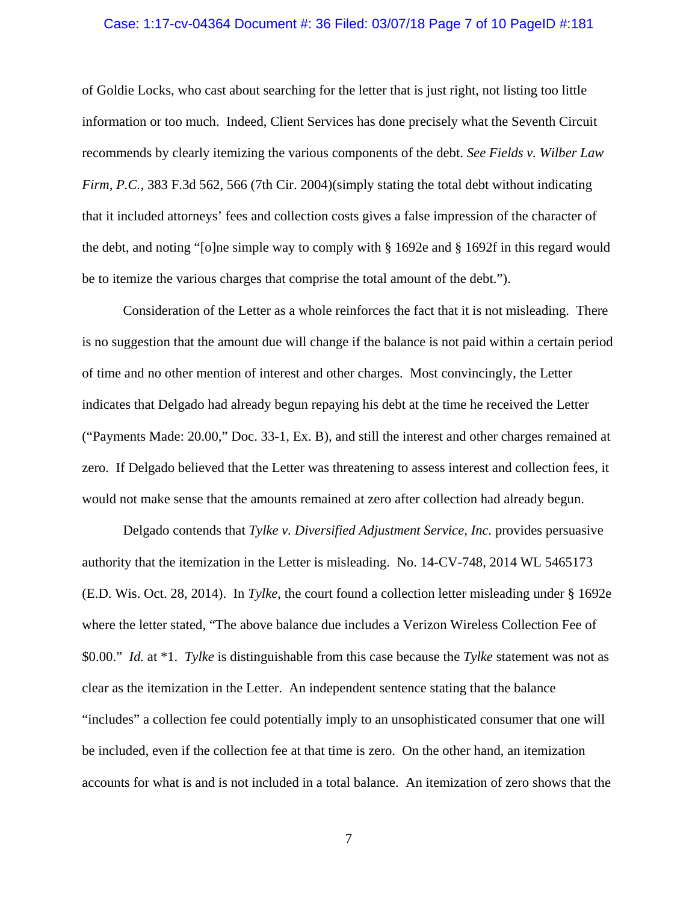of Goldie Locks, who cast about searching for the letter that is just right, not listing too little information or too much. Indeed, Client Services has done precisely what the Seventh Circuit recommends by clearly itemizing the various components of the debt. *See Fields v. Wilber Law Firm, P.C.*, 383 F.3d 562, 566 (7th Cir. 2004)(simply stating the total debt without indicating that it included attorneys' fees and collection costs gives a false impression of the character of the debt, and noting "[o]ne simple way to comply with § 1692e and § 1692f in this regard would be to itemize the various charges that comprise the total amount of the debt.").

Consideration of the Letter as a whole reinforces the fact that it is not misleading. There is no suggestion that the amount due will change if the balance is not paid within a certain period of time and no other mention of interest and other charges. Most convincingly, the Letter indicates that Delgado had already begun repaying his debt at the time he received the Letter ("Payments Made: 20.00," Doc. 33-1, Ex. B), and still the interest and other charges remained at zero. If Delgado believed that the Letter was threatening to assess interest and collection fees, it would not make sense that the amounts remained at zero after collection had already begun.

Delgado contends that *Tylke v. Diversified Adjustment Service, Inc.* provides persuasive authority that the itemization in the Letter is misleading. No. 14-CV-748, 2014 WL 5465173 (E.D. Wis. Oct. 28, 2014). In *Tylke*, the court found a collection letter misleading under § 1692e where the letter stated, "The above balance due includes a Verizon Wireless Collection Fee of \$0.00." *Id.* at *1. *Tylke* is distinguishable from this case because the *Tylke* statement was not as clear as the itemization in the Letter. An independent sentence stating that the balance "includes" a collection fee could potentially imply to an unsophisticated consumer that one will be included, even if the collection fee at that time is zero. On the other hand, an itemization accounts for what is and is not included in a total balance. An itemization of zero shows that the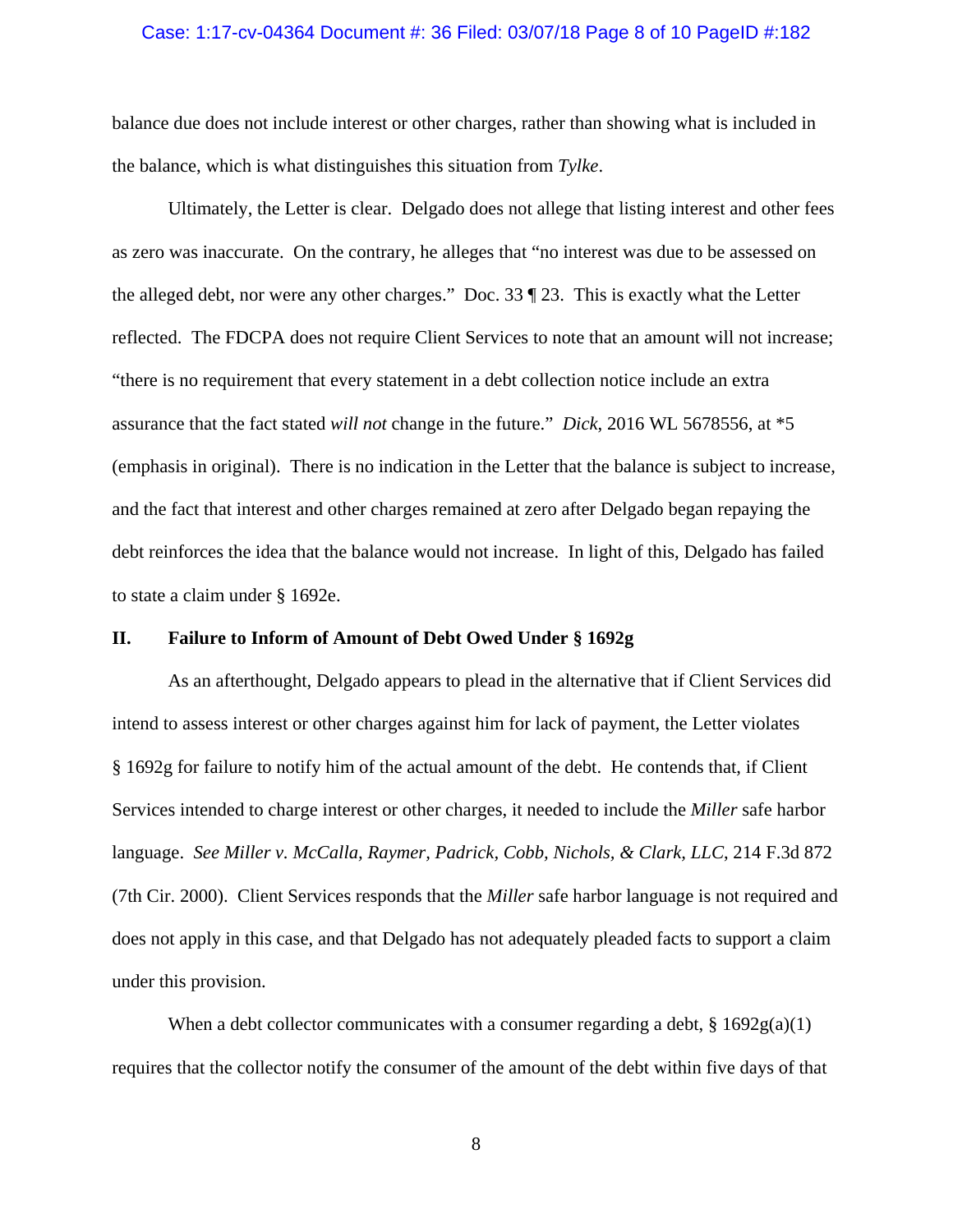balance due does not include interest or other charges, rather than showing what is included in the balance, which is what distinguishes this situation from *Tylke*.

Ultimately, the Letter is clear. Delgado does not allege that listing interest and other fees as zero was inaccurate. On the contrary, he alleges that "no interest was due to be assessed on the alleged debt, nor were any other charges." Doc. 33 ¶ 23. This is exactly what the Letter reflected. The FDCPA does not require Client Services to note that an amount will not increase; "there is no requirement that every statement in a debt collection notice include an extra assurance that the fact stated *will not* change in the future." *Dick*, 2016 WL 5678556, at *5 (emphasis in original). There is no indication in the Letter that the balance is subject to increase, and the fact that interest and other charges remained at zero after Delgado began repaying the debt reinforces the idea that the balance would not increase. In light of this, Delgado has failed to state a claim under § 1692e.

## II. Failure to Inform of Amount of Debt Owed Under § 1692g

As an afterthought, Delgado appears to plead in the alternative that if Client Services did intend to assess interest or other charges against him for lack of payment, the Letter violates § 1692g for failure to notify him of the actual amount of the debt. He contends that, if Client Services intended to charge interest or other charges, it needed to include the *Miller* safe harbor language. *See Miller v. McCalla, Raymer, Padrick, Cobb, Nichols, & Clark, LLC*, 214 F.3d 872 (7th Cir. 2000). Client Services responds that the *Miller* safe harbor language is not required and does not apply in this case, and that Delgado has not adequately pleaded facts to support a claim under this provision.

When a debt collector communicates with a consumer regarding a debt, § 1692g(a)(1) requires that the collector notify the consumer of the amount of the debt within five days of that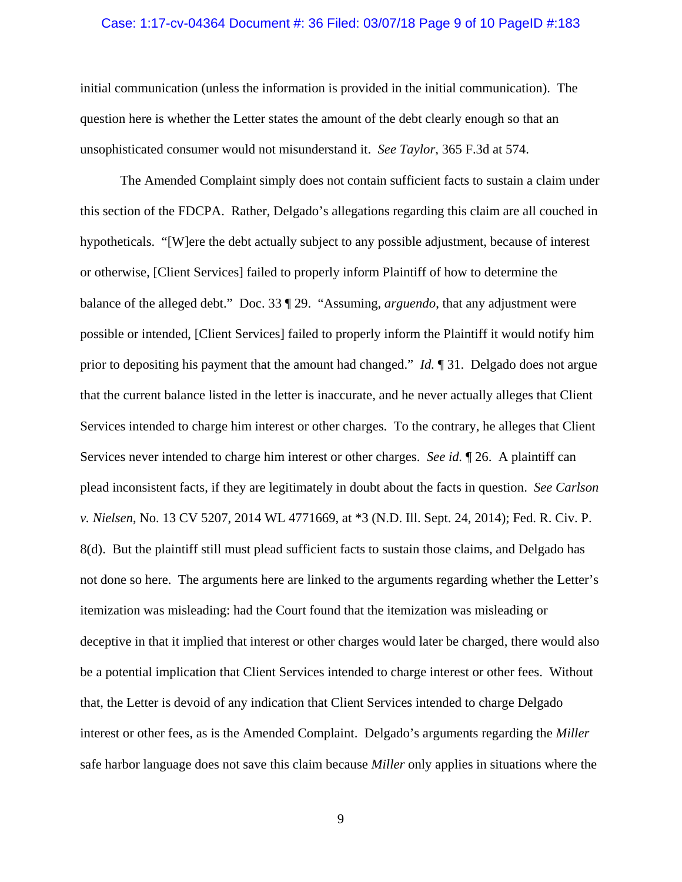initial communication (unless the information is provided in the initial communication). The question here is whether the Letter states the amount of the debt clearly enough so that an unsophisticated consumer would not misunderstand it. *See Taylor*, 365 F.3d at 574.

The Amended Complaint simply does not contain sufficient facts to sustain a claim under this section of the FDCPA. Rather, Delgado's allegations regarding this claim are all couched in hypotheticals. "[W]ere the debt actually subject to any possible adjustment, because of interest or otherwise, [Client Services] failed to properly inform Plaintiff of how to determine the balance of the alleged debt." Doc. 33 ¶ 29. "Assuming, *arguendo*, that any adjustment were possible or intended, [Client Services] failed to properly inform the Plaintiff it would notify him prior to depositing his payment that the amount had changed." *Id.* ¶ 31. Delgado does not argue that the current balance listed in the letter is inaccurate, and he never actually alleges that Client Services intended to charge him interest or other charges. To the contrary, he alleges that Client Services never intended to charge him interest or other charges. *See id.* ¶ 26. A plaintiff can plead inconsistent facts, if they are legitimately in doubt about the facts in question. *See Carlson v. Nielsen*, No. 13 CV 5207, 2014 WL 4771669, at *3 (N.D. Ill. Sept. 24, 2014); Fed. R. Civ. P. 8(d). But the plaintiff still must plead sufficient facts to sustain those claims, and Delgado has not done so here. The arguments here are linked to the arguments regarding whether the Letter's itemization was misleading: had the Court found that the itemization was misleading or deceptive in that it implied that interest or other charges would later be charged, there would also be a potential implication that Client Services intended to charge interest or other fees. Without that, the Letter is devoid of any indication that Client Services intended to charge Delgado interest or other fees, as is the Amended Complaint. Delgado's arguments regarding the *Miller* safe harbor language does not save this claim because *Miller* only applies in situations where the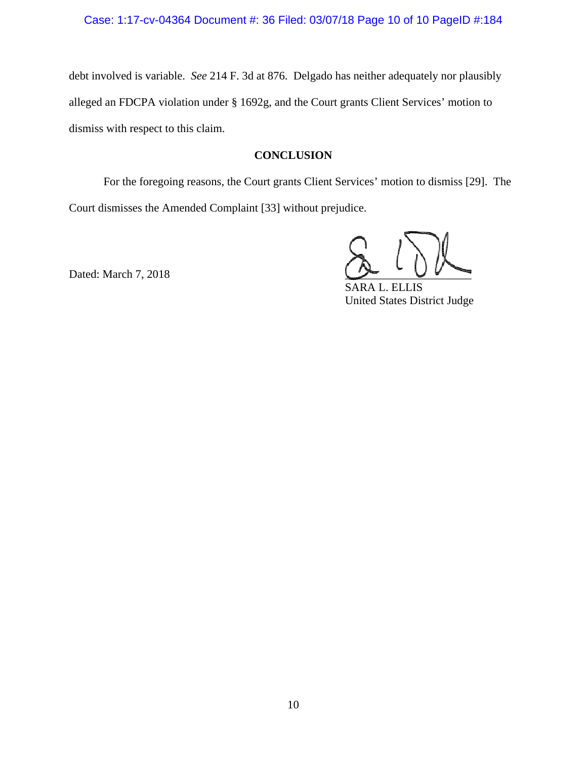debt involved is variable. *See* 214 F. 3d at 876. Delgado has neither adequately nor plausibly alleged an FDCPA violation under § 1692g, and the Court grants Client Services' motion to dismiss with respect to this claim.

## CONCLUSION

For the foregoing reasons, the Court grants Client Services' motion to dismiss [29]. The Court dismisses the Amended Complaint [33] without prejudice.

Dated: March 7, 2018

SARA L. ELLIS
United States District Judge